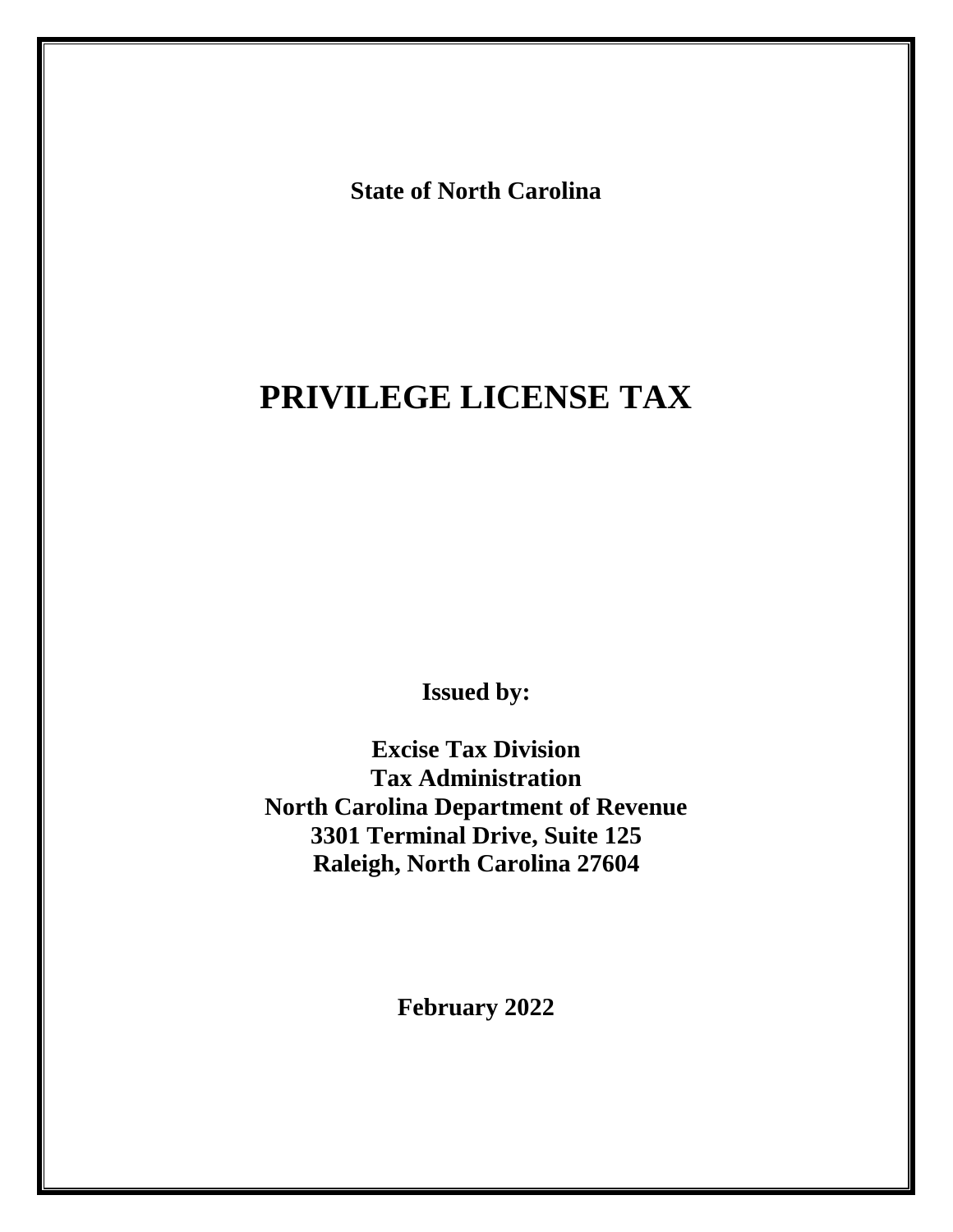**State of North Carolina**

# PRIVILEGE LICENSE TAX

**Issued by:**

**Excise Tax Division**
**Tax Administration**
**North Carolina Department of Revenue**
**3301 Terminal Drive, Suite 125**
**Raleigh, North Carolina 27604**

**February 2022**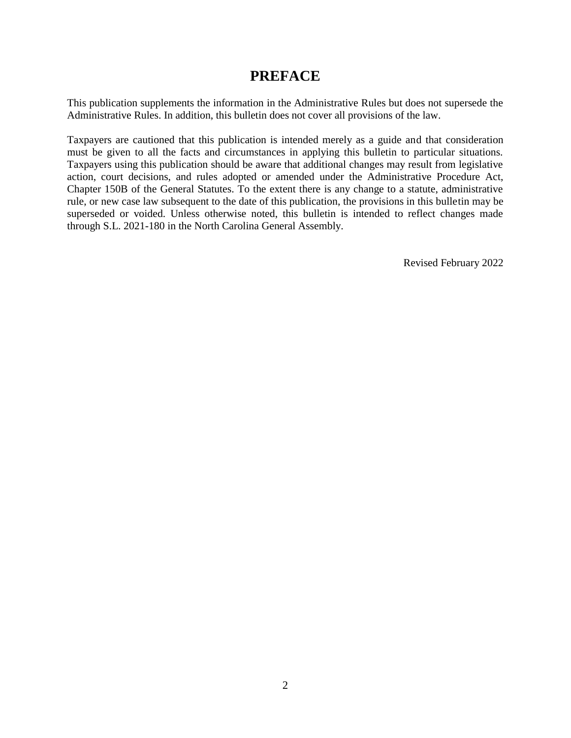# PREFACE

This publication supplements the information in the Administrative Rules but does not supersede the Administrative Rules. In addition, this bulletin does not cover all provisions of the law.

Taxpayers are cautioned that this publication is intended merely as a guide and that consideration must be given to all the facts and circumstances in applying this bulletin to particular situations. Taxpayers using this publication should be aware that additional changes may result from legislative action, court decisions, and rules adopted or amended under the Administrative Procedure Act, Chapter 150B of the General Statutes. To the extent there is any change to a statute, administrative rule, or new case law subsequent to the date of this publication, the provisions in this bulletin may be superseded or voided. Unless otherwise noted, this bulletin is intended to reflect changes made through S.L. 2021-180 in the North Carolina General Assembly.

Revised February 2022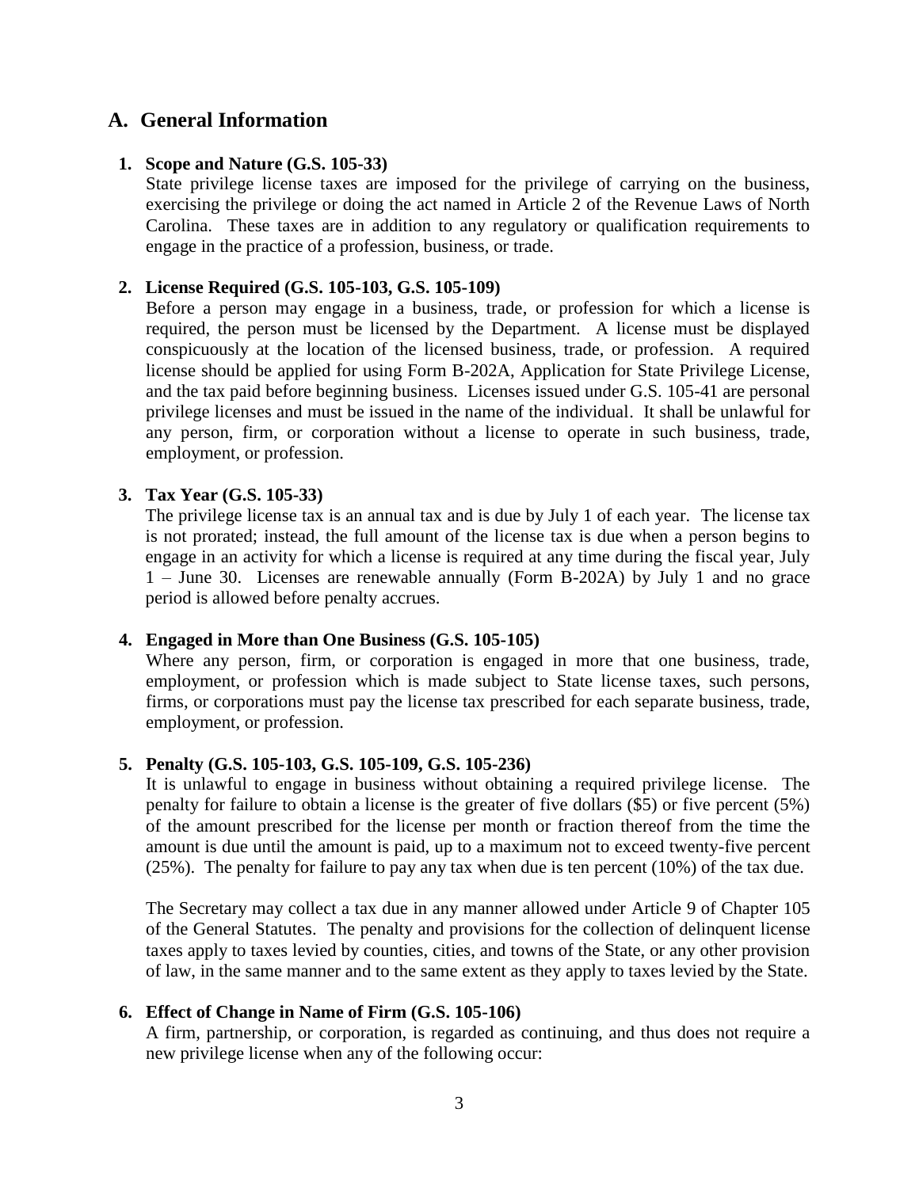## A. General Information

### 1. Scope and Nature (G.S. 105-33)

State privilege license taxes are imposed for the privilege of carrying on the business, exercising the privilege or doing the act named in Article 2 of the Revenue Laws of North Carolina. These taxes are in addition to any regulatory or qualification requirements to engage in the practice of a profession, business, or trade.

### 2. License Required (G.S. 105-103, G.S. 105-109)

Before a person may engage in a business, trade, or profession for which a license is required, the person must be licensed by the Department. A license must be displayed conspicuously at the location of the licensed business, trade, or profession. A required license should be applied for using Form B-202A, Application for State Privilege License, and the tax paid before beginning business. Licenses issued under G.S. 105-41 are personal privilege licenses and must be issued in the name of the individual. It shall be unlawful for any person, firm, or corporation without a license to operate in such business, trade, employment, or profession.

### 3. Tax Year (G.S. 105-33)

The privilege license tax is an annual tax and is due by July 1 of each year. The license tax is not prorated; instead, the full amount of the license tax is due when a person begins to engage in an activity for which a license is required at any time during the fiscal year, July 1 – June 30. Licenses are renewable annually (Form B-202A) by July 1 and no grace period is allowed before penalty accrues.

### 4. Engaged in More than One Business (G.S. 105-105)

Where any person, firm, or corporation is engaged in more that one business, trade, employment, or profession which is made subject to State license taxes, such persons, firms, or corporations must pay the license tax prescribed for each separate business, trade, employment, or profession.

### 5. Penalty (G.S. 105-103, G.S. 105-109, G.S. 105-236)

It is unlawful to engage in business without obtaining a required privilege license. The penalty for failure to obtain a license is the greater of five dollars ($5) or five percent (5%) of the amount prescribed for the license per month or fraction thereof from the time the amount is due until the amount is paid, up to a maximum not to exceed twenty-five percent (25%). The penalty for failure to pay any tax when due is ten percent (10%) of the tax due.

The Secretary may collect a tax due in any manner allowed under Article 9 of Chapter 105 of the General Statutes. The penalty and provisions for the collection of delinquent license taxes apply to taxes levied by counties, cities, and towns of the State, or any other provision of law, in the same manner and to the same extent as they apply to taxes levied by the State.

### 6. Effect of Change in Name of Firm (G.S. 105-106)

A firm, partnership, or corporation, is regarded as continuing, and thus does not require a new privilege license when any of the following occur: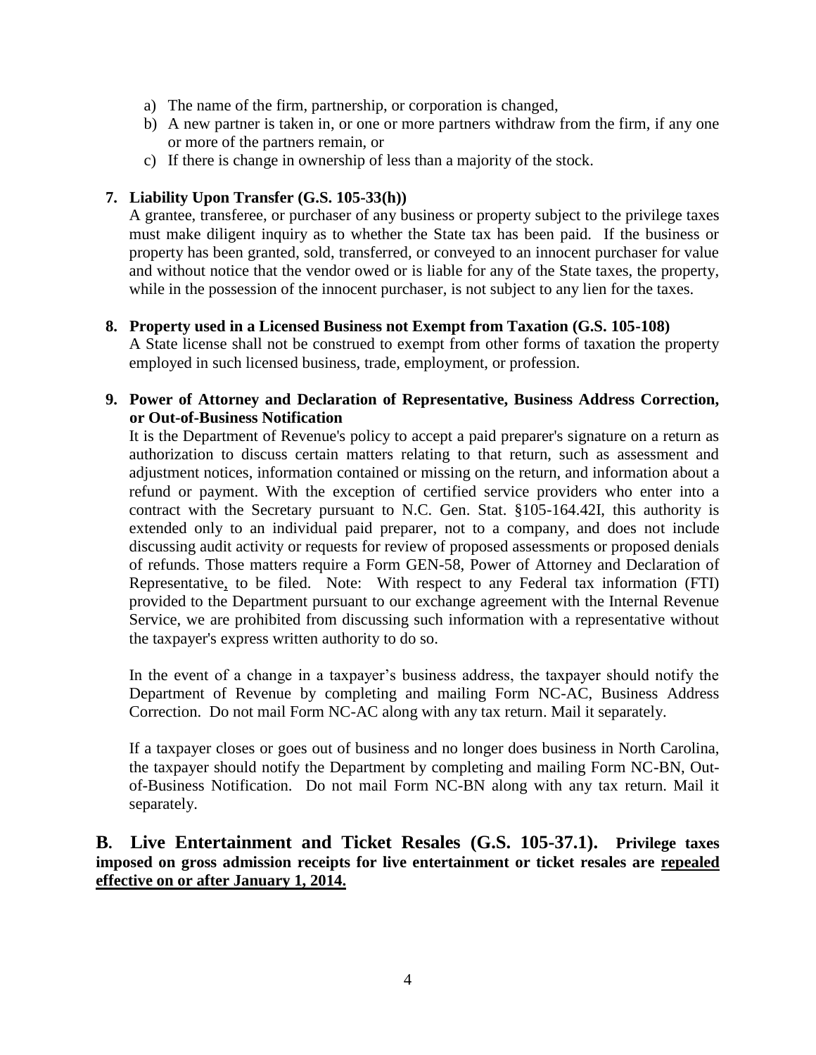a) The name of the firm, partnership, or corporation is changed,
b) A new partner is taken in, or one or more partners withdraw from the firm, if any one or more of the partners remain, or
c) If there is change in ownership of less than a majority of the stock.

**7. Liability Upon Transfer (G.S. 105-33(h))**

A grantee, transferee, or purchaser of any business or property subject to the privilege taxes must make diligent inquiry as to whether the State tax has been paid. If the business or property has been granted, sold, transferred, or conveyed to an innocent purchaser for value and without notice that the vendor owed or is liable for any of the State taxes, the property, while in the possession of the innocent purchaser, is not subject to any lien for the taxes.

**8. Property used in a Licensed Business not Exempt from Taxation (G.S. 105-108)**

A State license shall not be construed to exempt from other forms of taxation the property employed in such licensed business, trade, employment, or profession.

**9. Power of Attorney and Declaration of Representative, Business Address Correction, or Out-of-Business Notification**

It is the Department of Revenue's policy to accept a paid preparer's signature on a return as authorization to discuss certain matters relating to that return, such as assessment and adjustment notices, information contained or missing on the return, and information about a refund or payment. With the exception of certified service providers who enter into a contract with the Secretary pursuant to N.C. Gen. Stat. §105-164.42I, this authority is extended only to an individual paid preparer, not to a company, and does not include discussing audit activity or requests for review of proposed assessments or proposed denials of refunds. Those matters require a Form GEN-58, Power of Attorney and Declaration of Representative, to be filed. Note: With respect to any Federal tax information (FTI) provided to the Department pursuant to our exchange agreement with the Internal Revenue Service, we are prohibited from discussing such information with a representative without the taxpayer's express written authority to do so.

In the event of a change in a taxpayer's business address, the taxpayer should notify the Department of Revenue by completing and mailing Form NC-AC, Business Address Correction. Do not mail Form NC-AC along with any tax return. Mail it separately.

If a taxpayer closes or goes out of business and no longer does business in North Carolina, the taxpayer should notify the Department by completing and mailing Form NC-BN, Out-of-Business Notification. Do not mail Form NC-BN along with any tax return. Mail it separately.

## B. Live Entertainment and Ticket Resales (G.S. 105-37.1). **Privilege taxes imposed on gross admission receipts for live entertainment or ticket resales are repealed effective on or after January 1, 2014.**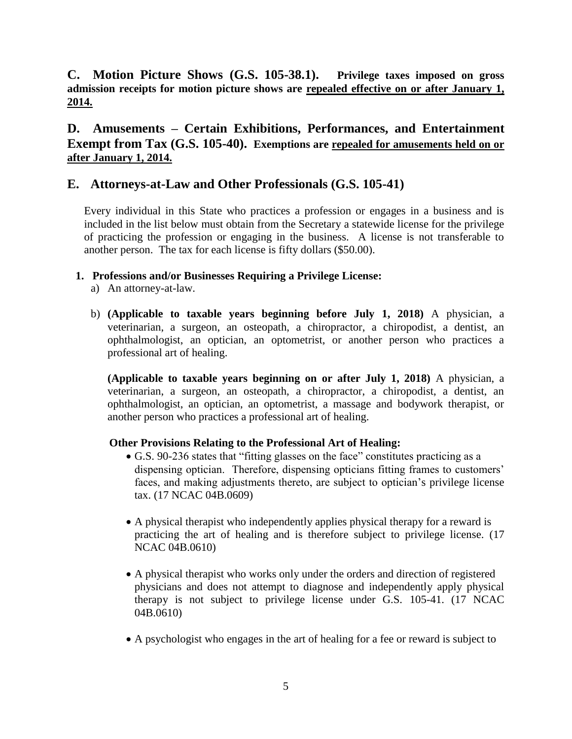## C. Motion Picture Shows (G.S. 105-38.1). **Privilege taxes imposed on gross admission receipts for motion picture shows are repealed effective on or after January 1, 2014.**

## D. Amusements – Certain Exhibitions, Performances, and Entertainment Exempt from Tax (G.S. 105-40). **Exemptions are repealed for amusements held on or after January 1, 2014.**

## E. Attorneys-at-Law and Other Professionals (G.S. 105-41)

Every individual in this State who practices a profession or engages in a business and is included in the list below must obtain from the Secretary a statewide license for the privilege of practicing the profession or engaging in the business. A license is not transferable to another person. The tax for each license is fifty dollars ($50.00).

1. **Professions and/or Businesses Requiring a Privilege License:**
   a) An attorney-at-law.

   b) **(Applicable to taxable years beginning before July 1, 2018)** A physician, a veterinarian, a surgeon, an osteopath, a chiropractor, a chiropodist, a dentist, an ophthalmologist, an optician, an optometrist, or another person who practices a professional art of healing.

   **(Applicable to taxable years beginning on or after July 1, 2018)** A physician, a veterinarian, a surgeon, an osteopath, a chiropractor, a chiropodist, a dentist, an ophthalmologist, an optician, an optometrist, a massage and bodywork therapist, or another person who practices a professional art of healing.

   **Other Provisions Relating to the Professional Art of Healing:**

   - G.S. 90-236 states that "fitting glasses on the face" constitutes practicing as a dispensing optician. Therefore, dispensing opticians fitting frames to customers' faces, and making adjustments thereto, are subject to optician's privilege license tax. (17 NCAC 04B.0609)
   - A physical therapist who independently applies physical therapy for a reward is practicing the art of healing and is therefore subject to privilege license. (17 NCAC 04B.0610)
   - A physical therapist who works only under the orders and direction of registered physicians and does not attempt to diagnose and independently apply physical therapy is not subject to privilege license under G.S. 105-41. (17 NCAC 04B.0610)
   - A psychologist who engages in the art of healing for a fee or reward is subject to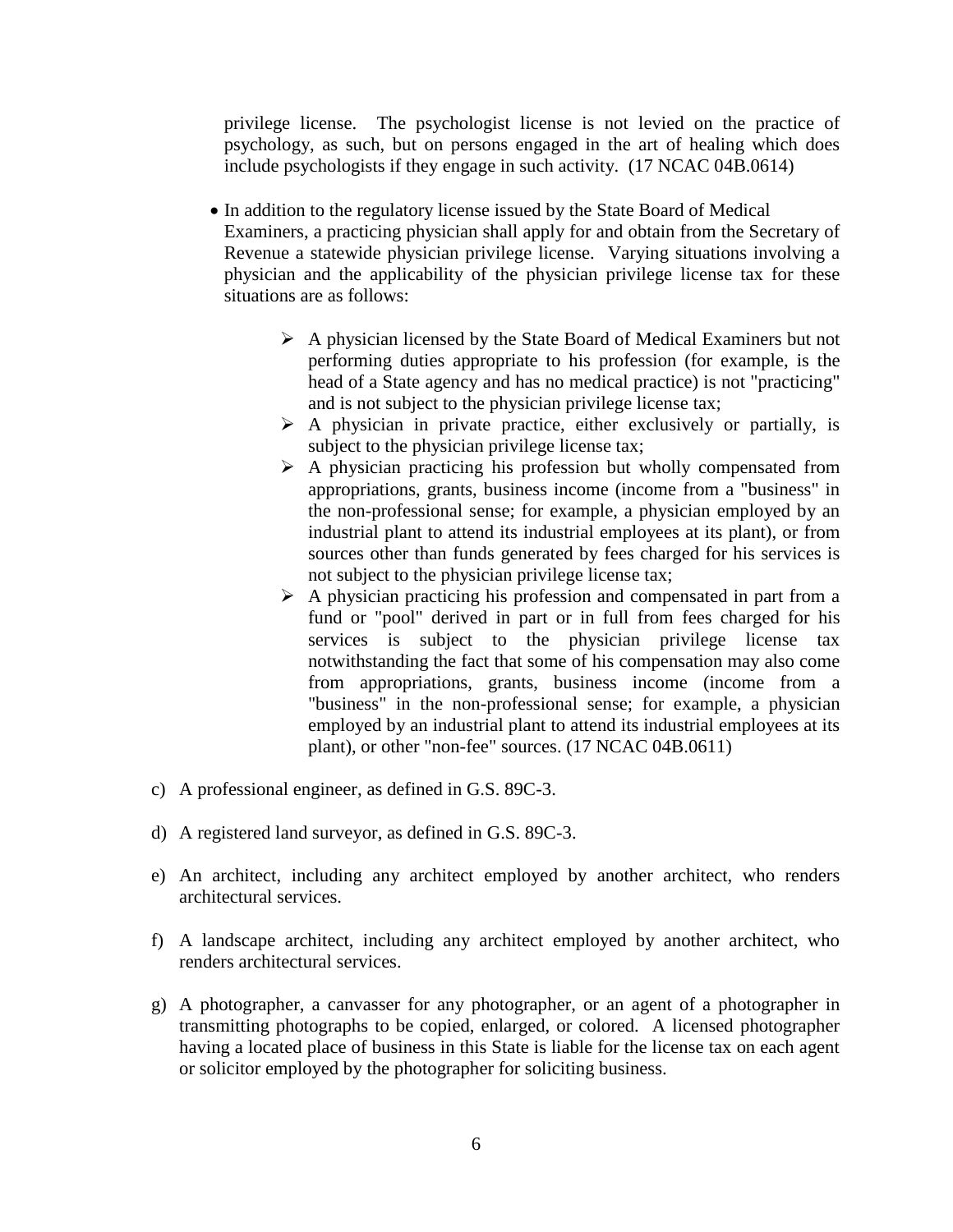privilege license. The psychologist license is not levied on the practice of psychology, as such, but on persons engaged in the art of healing which does include psychologists if they engage in such activity. (17 NCAC 04B.0614)

- In addition to the regulatory license issued by the State Board of Medical Examiners, a practicing physician shall apply for and obtain from the Secretary of Revenue a statewide physician privilege license. Varying situations involving a physician and the applicability of the physician privilege license tax for these situations are as follows:

    - A physician licensed by the State Board of Medical Examiners but not performing duties appropriate to his profession (for example, is the head of a State agency and has no medical practice) is not "practicing" and is not subject to the physician privilege license tax;
    - A physician in private practice, either exclusively or partially, is subject to the physician privilege license tax;
    - A physician practicing his profession but wholly compensated from appropriations, grants, business income (income from a "business" in the non-professional sense; for example, a physician employed by an industrial plant to attend its industrial employees at its plant), or from sources other than funds generated by fees charged for his services is not subject to the physician privilege license tax;
    - A physician practicing his profession and compensated in part from a fund or "pool" derived in part or in full from fees charged for his services is subject to the physician privilege license tax notwithstanding the fact that some of his compensation may also come from appropriations, grants, business income (income from a "business" in the non-professional sense; for example, a physician employed by an industrial plant to attend its industrial employees at its plant), or other "non-fee" sources. (17 NCAC 04B.0611)

c) A professional engineer, as defined in G.S. 89C-3.

d) A registered land surveyor, as defined in G.S. 89C-3.

e) An architect, including any architect employed by another architect, who renders architectural services.

f) A landscape architect, including any architect employed by another architect, who renders architectural services.

g) A photographer, a canvasser for any photographer, or an agent of a photographer in transmitting photographs to be copied, enlarged, or colored. A licensed photographer having a located place of business in this State is liable for the license tax on each agent or solicitor employed by the photographer for soliciting business.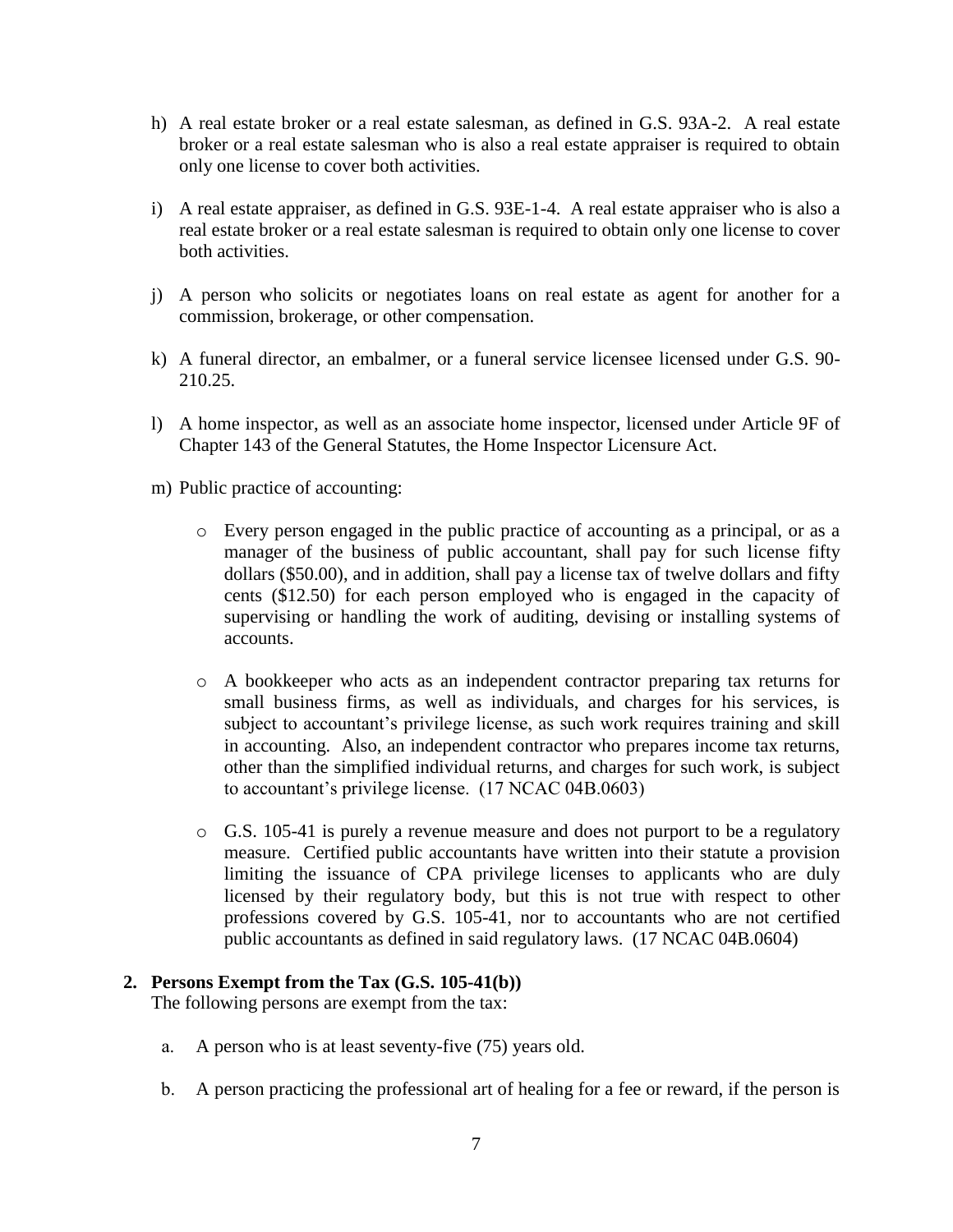h) A real estate broker or a real estate salesman, as defined in G.S. 93A-2. A real estate broker or a real estate salesman who is also a real estate appraiser is required to obtain only one license to cover both activities.

i) A real estate appraiser, as defined in G.S. 93E-1-4. A real estate appraiser who is also a real estate broker or a real estate salesman is required to obtain only one license to cover both activities.

j) A person who solicits or negotiates loans on real estate as agent for another for a commission, brokerage, or other compensation.

k) A funeral director, an embalmer, or a funeral service licensee licensed under G.S. 90-210.25.

l) A home inspector, as well as an associate home inspector, licensed under Article 9F of Chapter 143 of the General Statutes, the Home Inspector Licensure Act.

m) Public practice of accounting:

- Every person engaged in the public practice of accounting as a principal, or as a manager of the business of public accountant, shall pay for such license fifty dollars ($50.00), and in addition, shall pay a license tax of twelve dollars and fifty cents ($12.50) for each person employed who is engaged in the capacity of supervising or handling the work of auditing, devising or installing systems of accounts.

- A bookkeeper who acts as an independent contractor preparing tax returns for small business firms, as well as individuals, and charges for his services, is subject to accountant's privilege license, as such work requires training and skill in accounting. Also, an independent contractor who prepares income tax returns, other than the simplified individual returns, and charges for such work, is subject to accountant's privilege license. (17 NCAC 04B.0603)

- G.S. 105-41 is purely a revenue measure and does not purport to be a regulatory measure. Certified public accountants have written into their statute a provision limiting the issuance of CPA privilege licenses to applicants who are duly licensed by their regulatory body, but this is not true with respect to other professions covered by G.S. 105-41, nor to accountants who are not certified public accountants as defined in said regulatory laws. (17 NCAC 04B.0604)

**2. Persons Exempt from the Tax (G.S. 105-41(b))**

The following persons are exempt from the tax:

a. A person who is at least seventy-five (75) years old.

b. A person practicing the professional art of healing for a fee or reward, if the person is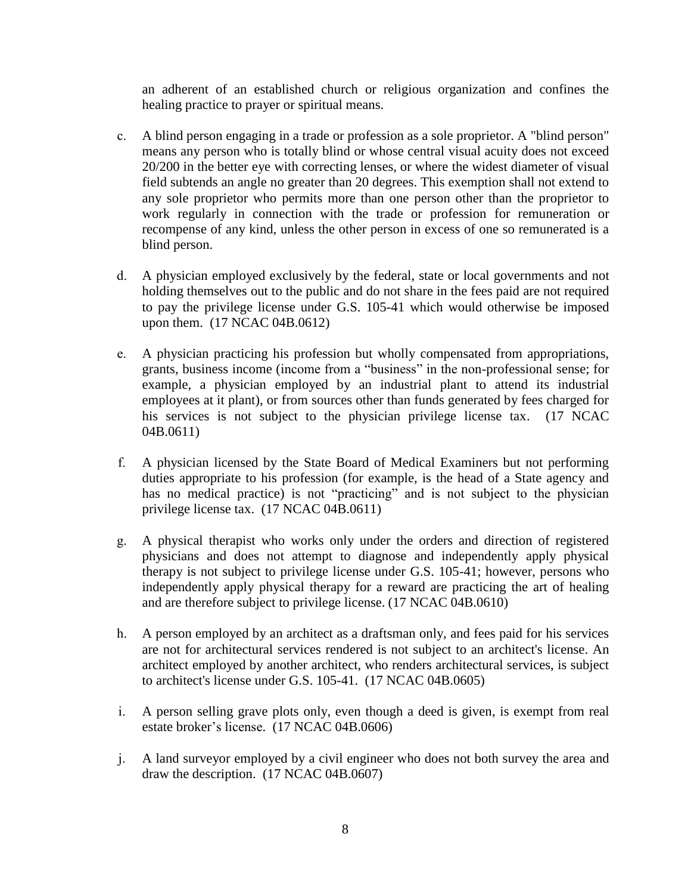an adherent of an established church or religious organization and confines the healing practice to prayer or spiritual means.

c. A blind person engaging in a trade or profession as a sole proprietor. A "blind person" means any person who is totally blind or whose central visual acuity does not exceed 20/200 in the better eye with correcting lenses, or where the widest diameter of visual field subtends an angle no greater than 20 degrees. This exemption shall not extend to any sole proprietor who permits more than one person other than the proprietor to work regularly in connection with the trade or profession for remuneration or recompense of any kind, unless the other person in excess of one so remunerated is a blind person.

d. A physician employed exclusively by the federal, state or local governments and not holding themselves out to the public and do not share in the fees paid are not required to pay the privilege license under G.S. 105-41 which would otherwise be imposed upon them. (17 NCAC 04B.0612)

e. A physician practicing his profession but wholly compensated from appropriations, grants, business income (income from a "business" in the non-professional sense; for example, a physician employed by an industrial plant to attend its industrial employees at it plant), or from sources other than funds generated by fees charged for his services is not subject to the physician privilege license tax. (17 NCAC 04B.0611)

f. A physician licensed by the State Board of Medical Examiners but not performing duties appropriate to his profession (for example, is the head of a State agency and has no medical practice) is not "practicing" and is not subject to the physician privilege license tax. (17 NCAC 04B.0611)

g. A physical therapist who works only under the orders and direction of registered physicians and does not attempt to diagnose and independently apply physical therapy is not subject to privilege license under G.S. 105-41; however, persons who independently apply physical therapy for a reward are practicing the art of healing and are therefore subject to privilege license. (17 NCAC 04B.0610)

h. A person employed by an architect as a draftsman only, and fees paid for his services are not for architectural services rendered is not subject to an architect's license. An architect employed by another architect, who renders architectural services, is subject to architect's license under G.S. 105-41. (17 NCAC 04B.0605)

i. A person selling grave plots only, even though a deed is given, is exempt from real estate broker's license. (17 NCAC 04B.0606)

j. A land surveyor employed by a civil engineer who does not both survey the area and draw the description. (17 NCAC 04B.0607)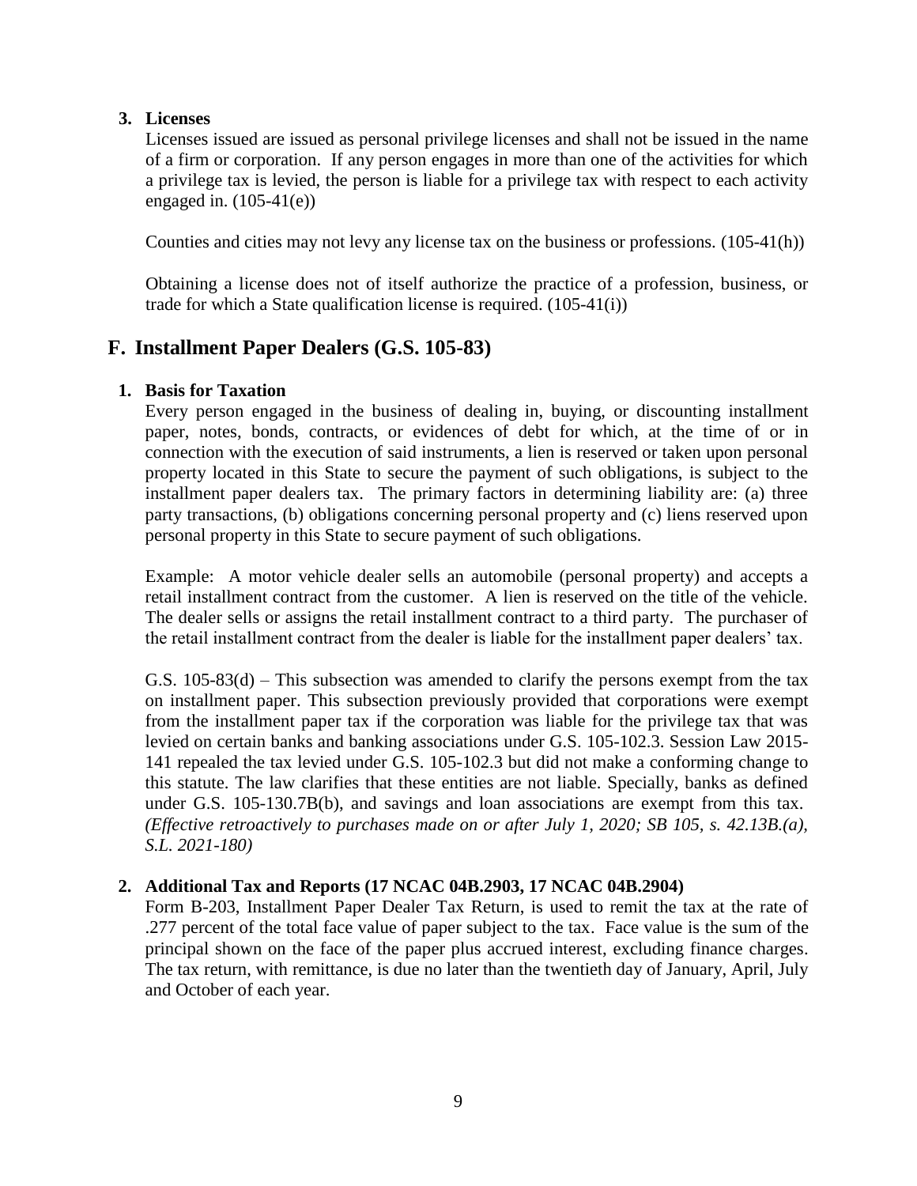### 3. Licenses

Licenses issued are issued as personal privilege licenses and shall not be issued in the name of a firm or corporation. If any person engages in more than one of the activities for which a privilege tax is levied, the person is liable for a privilege tax with respect to each activity engaged in. (105-41(e))

Counties and cities may not levy any license tax on the business or professions. (105-41(h))

Obtaining a license does not of itself authorize the practice of a profession, business, or trade for which a State qualification license is required. (105-41(i))

## F. Installment Paper Dealers (G.S. 105-83)

### 1. Basis for Taxation

Every person engaged in the business of dealing in, buying, or discounting installment paper, notes, bonds, contracts, or evidences of debt for which, at the time of or in connection with the execution of said instruments, a lien is reserved or taken upon personal property located in this State to secure the payment of such obligations, is subject to the installment paper dealers tax. The primary factors in determining liability are: (a) three party transactions, (b) obligations concerning personal property and (c) liens reserved upon personal property in this State to secure payment of such obligations.

Example: A motor vehicle dealer sells an automobile (personal property) and accepts a retail installment contract from the customer. A lien is reserved on the title of the vehicle. The dealer sells or assigns the retail installment contract to a third party. The purchaser of the retail installment contract from the dealer is liable for the installment paper dealers' tax.

G.S. 105-83(d) – This subsection was amended to clarify the persons exempt from the tax on installment paper. This subsection previously provided that corporations were exempt from the installment paper tax if the corporation was liable for the privilege tax that was levied on certain banks and banking associations under G.S. 105-102.3. Session Law 2015-141 repealed the tax levied under G.S. 105-102.3 but did not make a conforming change to this statute. The law clarifies that these entities are not liable. Specially, banks as defined under G.S. 105-130.7B(b), and savings and loan associations are exempt from this tax. *(Effective retroactively to purchases made on or after July 1, 2020; SB 105, s. 42.13B.(a), S.L. 2021-180)*

### 2. Additional Tax and Reports (17 NCAC 04B.2903, 17 NCAC 04B.2904)

Form B-203, Installment Paper Dealer Tax Return, is used to remit the tax at the rate of .277 percent of the total face value of paper subject to the tax. Face value is the sum of the principal shown on the face of the paper plus accrued interest, excluding finance charges. The tax return, with remittance, is due no later than the twentieth day of January, April, July and October of each year.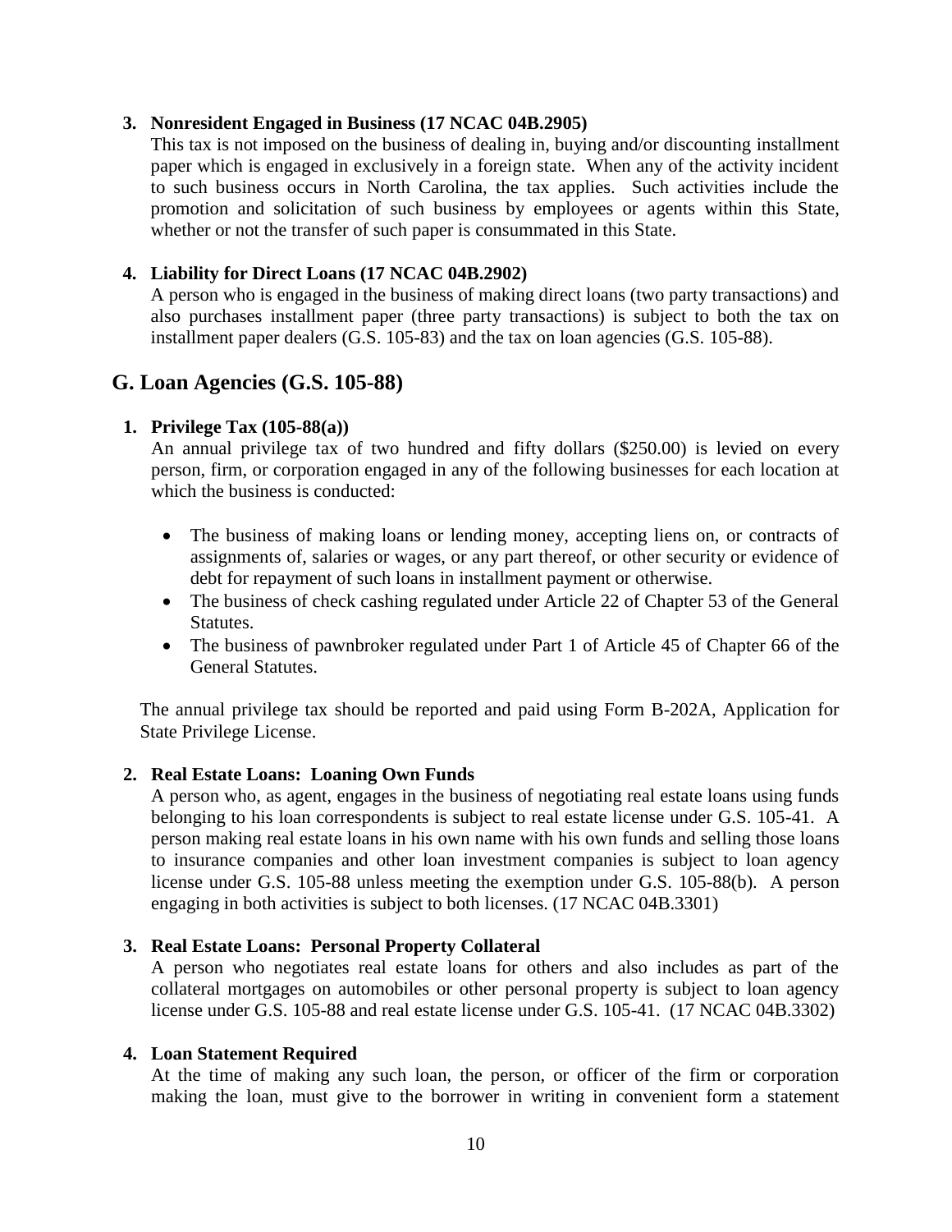**3. Nonresident Engaged in Business (17 NCAC 04B.2905)**

This tax is not imposed on the business of dealing in, buying and/or discounting installment paper which is engaged in exclusively in a foreign state. When any of the activity incident to such business occurs in North Carolina, the tax applies. Such activities include the promotion and solicitation of such business by employees or agents within this State, whether or not the transfer of such paper is consummated in this State.

**4. Liability for Direct Loans (17 NCAC 04B.2902)**

A person who is engaged in the business of making direct loans (two party transactions) and also purchases installment paper (three party transactions) is subject to both the tax on installment paper dealers (G.S. 105-83) and the tax on loan agencies (G.S. 105-88).

## G. Loan Agencies (G.S. 105-88)

**1. Privilege Tax (105-88(a))**

An annual privilege tax of two hundred and fifty dollars ($250.00) is levied on every person, firm, or corporation engaged in any of the following businesses for each location at which the business is conducted:

- The business of making loans or lending money, accepting liens on, or contracts of assignments of, salaries or wages, or any part thereof, or other security or evidence of debt for repayment of such loans in installment payment or otherwise.
- The business of check cashing regulated under Article 22 of Chapter 53 of the General Statutes.
- The business of pawnbroker regulated under Part 1 of Article 45 of Chapter 66 of the General Statutes.

The annual privilege tax should be reported and paid using Form B-202A, Application for State Privilege License.

**2. Real Estate Loans: Loaning Own Funds**

A person who, as agent, engages in the business of negotiating real estate loans using funds belonging to his loan correspondents is subject to real estate license under G.S. 105-41. A person making real estate loans in his own name with his own funds and selling those loans to insurance companies and other loan investment companies is subject to loan agency license under G.S. 105-88 unless meeting the exemption under G.S. 105-88(b). A person engaging in both activities is subject to both licenses. (17 NCAC 04B.3301)

**3. Real Estate Loans: Personal Property Collateral**

A person who negotiates real estate loans for others and also includes as part of the collateral mortgages on automobiles or other personal property is subject to loan agency license under G.S. 105-88 and real estate license under G.S. 105-41. (17 NCAC 04B.3302)

**4. Loan Statement Required**

At the time of making any such loan, the person, or officer of the firm or corporation making the loan, must give to the borrower in writing in convenient form a statement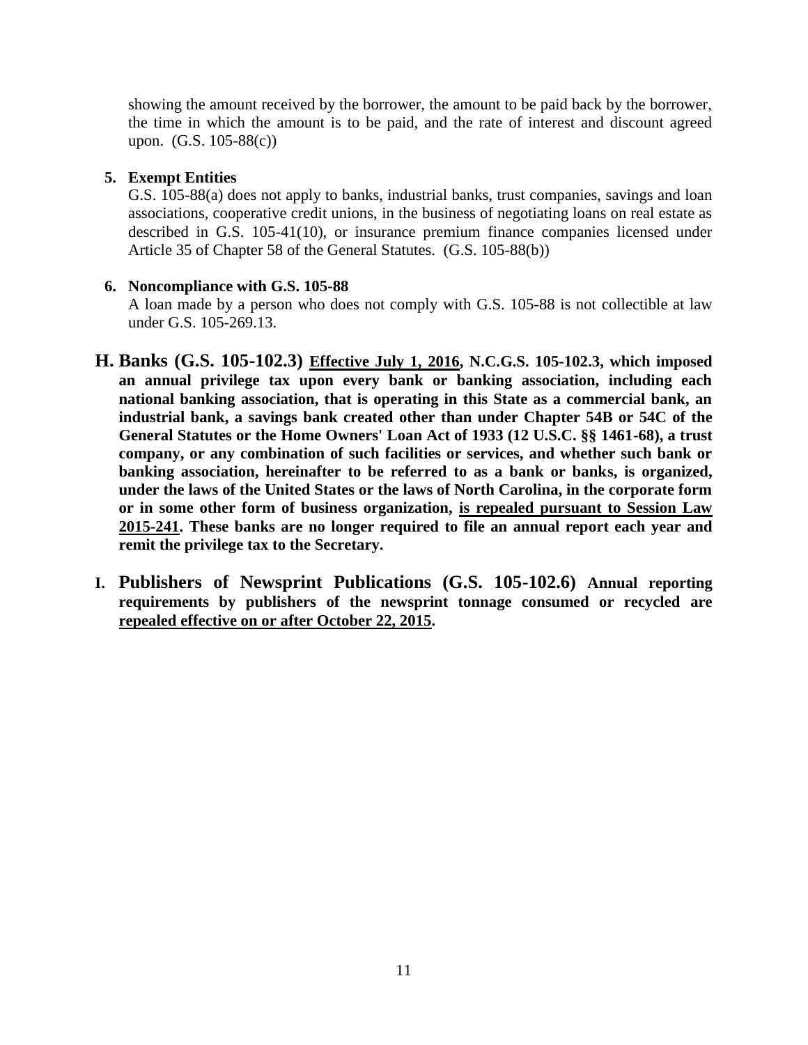showing the amount received by the borrower, the amount to be paid back by the borrower, the time in which the amount is to be paid, and the rate of interest and discount agreed upon. (G.S. 105-88(c))

5. **Exempt Entities**
   G.S. 105-88(a) does not apply to banks, industrial banks, trust companies, savings and loan associations, cooperative credit unions, in the business of negotiating loans on real estate as described in G.S. 105-41(10), or insurance premium finance companies licensed under Article 35 of Chapter 58 of the General Statutes. (G.S. 105-88(b))

6. **Noncompliance with G.S. 105-88**
   A loan made by a person who does not comply with G.S. 105-88 is not collectible at law under G.S. 105-269.13.

## H. Banks (G.S. 105-102.3)

**<u>Effective July 1, 2016</u>, N.C.G.S. 105-102.3, which imposed an annual privilege tax upon every bank or banking association, including each national banking association, that is operating in this State as a commercial bank, an industrial bank, a savings bank created other than under Chapter 54B or 54C of the General Statutes or the Home Owners' Loan Act of 1933 (12 U.S.C. §§ 1461-68), a trust company, or any combination of such facilities or services, and whether such bank or banking association, hereinafter to be referred to as a bank or banks, is organized, under the laws of the United States or the laws of North Carolina, in the corporate form or in some other form of business organization, <u>is repealed pursuant to Session Law 2015-241</u>. These banks are no longer required to file an annual report each year and remit the privilege tax to the Secretary.**

## I. Publishers of Newsprint Publications (G.S. 105-102.6)

**Annual reporting requirements by publishers of the newsprint tonnage consumed or recycled are <u>repealed effective on or after October 22, 2015</u>.**